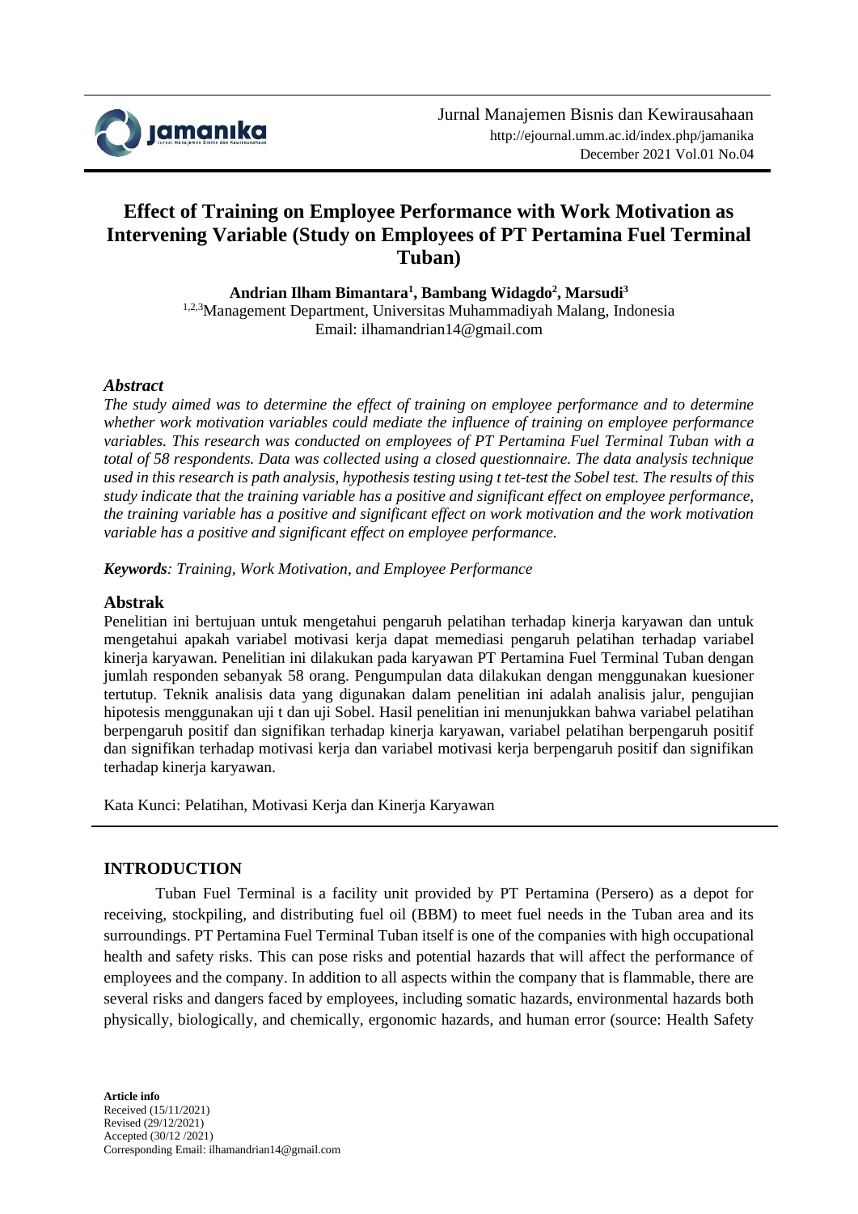# Effect of Training on Employee Performance with Work Motivation as Intervening Variable (Study on Employees of PT Pertamina Fuel Terminal Tuban)

**Andrian Ilham Bimantara[1], Bambang Widagdo[2], Marsudi[3]**

[1,2,3]Management Department, Universitas Muhammadiyah Malang, Indonesia

Email: ilhamandrian14@gmail.com

### *Abstract*

*The study aimed was to determine the effect of training on employee performance and to determine whether work motivation variables could mediate the influence of training on employee performance variables. This research was conducted on employees of PT Pertamina Fuel Terminal Tuban with a total of 58 respondents. Data was collected using a closed questionnaire. The data analysis technique used in this research is path analysis, hypothesis testing using t tet-test the Sobel test. The results of this study indicate that the training variable has a positive and significant effect on employee performance, the training variable has a positive and significant effect on work motivation and the work motivation variable has a positive and significant effect on employee performance.*

***Keywords**: Training, Work Motivation, and Employee Performance*

### Abstrak

Penelitian ini bertujuan untuk mengetahui pengaruh pelatihan terhadap kinerja karyawan dan untuk mengetahui apakah variabel motivasi kerja dapat memediasi pengaruh pelatihan terhadap variabel kinerja karyawan. Penelitian ini dilakukan pada karyawan PT Pertamina Fuel Terminal Tuban dengan jumlah responden sebanyak 58 orang. Pengumpulan data dilakukan dengan menggunakan kuesioner tertutup. Teknik analisis data yang digunakan dalam penelitian ini adalah analisis jalur, pengujian hipotesis menggunakan uji t dan uji Sobel. Hasil penelitian ini menunjukkan bahwa variabel pelatihan berpengaruh positif dan signifikan terhadap kinerja karyawan, variabel pelatihan berpengaruh positif dan signifikan terhadap motivasi kerja dan variabel motivasi kerja berpengaruh positif dan signifikan terhadap kinerja karyawan.

Kata Kunci: Pelatihan, Motivasi Kerja dan Kinerja Karyawan

## INTRODUCTION

Tuban Fuel Terminal is a facility unit provided by PT Pertamina (Persero) as a depot for receiving, stockpiling, and distributing fuel oil (BBM) to meet fuel needs in the Tuban area and its surroundings. PT Pertamina Fuel Terminal Tuban itself is one of the companies with high occupational health and safety risks. This can pose risks and potential hazards that will affect the performance of employees and the company. In addition to all aspects within the company that is flammable, there are several risks and dangers faced by employees, including somatic hazards, environmental hazards both physically, biologically, and chemically, ergonomic hazards, and human error (source: Health Safety

**Article info**
Received (15/11/2021)
Revised (29/12/2021)
Accepted (30/12 /2021)
Corresponding Email: ilhamandrian14@gmail.com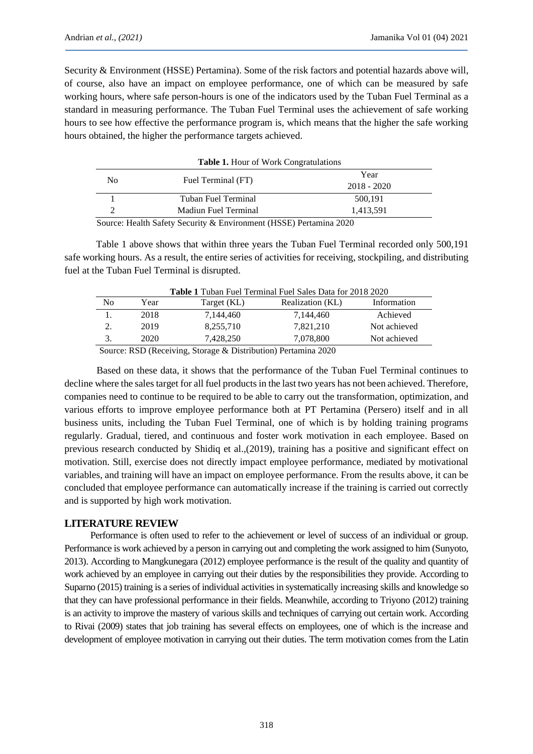Security & Environment (HSSE) Pertamina). Some of the risk factors and potential hazards above will, of course, also have an impact on employee performance, one of which can be measured by safe working hours, where safe person-hours is one of the indicators used by the Tuban Fuel Terminal as a standard in measuring performance. The Tuban Fuel Terminal uses the achievement of safe working hours to see how effective the performance program is, which means that the higher the safe working hours obtained, the higher the performance targets achieved.

**Table 1.** Hour of Work Congratulations

| No | Fuel Terminal (FT) | Year 2018 - 2020 |
|---|---|---|
| 1 | Tuban Fuel Terminal | 500,191 |
| 2 | Madiun Fuel Terminal | 1,413,591 |

Source: Health Safety Security & Environment (HSSE) Pertamina 2020

Table 1 above shows that within three years the Tuban Fuel Terminal recorded only 500,191 safe working hours. As a result, the entire series of activities for receiving, stockpiling, and distributing fuel at the Tuban Fuel Terminal is disrupted.

**Table 1** Tuban Fuel Terminal Fuel Sales Data for 2018 2020

| No | Year | Target (KL) | Realization (KL) | Information |
|---|---|---|---|---|
| 1. | 2018 | 7,144,460 | 7,144,460 | Achieved |
| 2. | 2019 | 8,255,710 | 7,821,210 | Not achieved |
| 3. | 2020 | 7,428,250 | 7,078,800 | Not achieved |

Source: RSD (Receiving, Storage & Distribution) Pertamina 2020

Based on these data, it shows that the performance of the Tuban Fuel Terminal continues to decline where the sales target for all fuel products in the last two years has not been achieved. Therefore, companies need to continue to be required to be able to carry out the transformation, optimization, and various efforts to improve employee performance both at PT Pertamina (Persero) itself and in all business units, including the Tuban Fuel Terminal, one of which is by holding training programs regularly. Gradual, tiered, and continuous and foster work motivation in each employee. Based on previous research conducted by Shidiq et al.,(2019), training has a positive and significant effect on motivation. Still, exercise does not directly impact employee performance, mediated by motivational variables, and training will have an impact on employee performance. From the results above, it can be concluded that employee performance can automatically increase if the training is carried out correctly and is supported by high work motivation.

## LITERATURE REVIEW

Performance is often used to refer to the achievement or level of success of an individual or group. Performance is work achieved by a person in carrying out and completing the work assigned to him (Sunyoto, 2013). According to Mangkunegara (2012) employee performance is the result of the quality and quantity of work achieved by an employee in carrying out their duties by the responsibilities they provide. According to Suparno (2015) training is a series of individual activities in systematically increasing skills and knowledge so that they can have professional performance in their fields. Meanwhile, according to Triyono (2012) training is an activity to improve the mastery of various skills and techniques of carrying out certain work. According to Rivai (2009) states that job training has several effects on employees, one of which is the increase and development of employee motivation in carrying out their duties. The term motivation comes from the Latin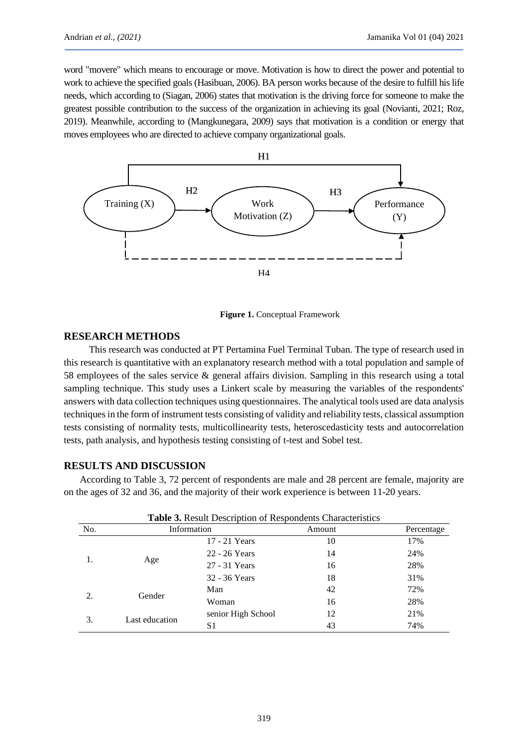word "movere" which means to encourage or move. Motivation is how to direct the power and potential to work to achieve the specified goals (Hasibuan, 2006). BA person works because of the desire to fulfill his life needs, which according to (Siagan, 2006) states that motivation is the driving force for someone to make the greatest possible contribution to the success of the organization in achieving its goal (Novianti, 2021; Roz, 2019). Meanwhile, according to (Mangkunegara, 2009) says that motivation is a condition or energy that moves employees who are directed to achieve company organizational goals.

**Figure 1.** Conceptual Framework

## RESEARCH METHODS

This research was conducted at PT Pertamina Fuel Terminal Tuban. The type of research used in this research is quantitative with an explanatory research method with a total population and sample of 58 employees of the sales service & general affairs division. Sampling in this research using a total sampling technique. This study uses a Linkert scale by measuring the variables of the respondents' answers with data collection techniques using questionnaires. The analytical tools used are data analysis techniques in the form of instrument tests consisting of validity and reliability tests, classical assumption tests consisting of normality tests, multicollinearity tests, heteroscedasticity tests and autocorrelation tests, path analysis, and hypothesis testing consisting of t-test and Sobel test.

## RESULTS AND DISCUSSION

According to Table 3, 72 percent of respondents are male and 28 percent are female, majority are on the ages of 32 and 36, and the majority of their work experience is between 11-20 years.

**Table 3.** Result Description of Respondents Characteristics

| No. | Information | | Amount | Percentage |
|---|---|---|---|---|
| 1. | Age | 17 - 21 Years | 10 | 17% |
| | | 22 - 26 Years | 14 | 24% |
| | | 27 - 31 Years | 16 | 28% |
| | | 32 - 36 Years | 18 | 31% |
| 2. | Gender | Man | 42 | 72% |
| | | Woman | 16 | 28% |
| 3. | Last education | senior High School | 12 | 21% |
| | | S1 | 43 | 74% |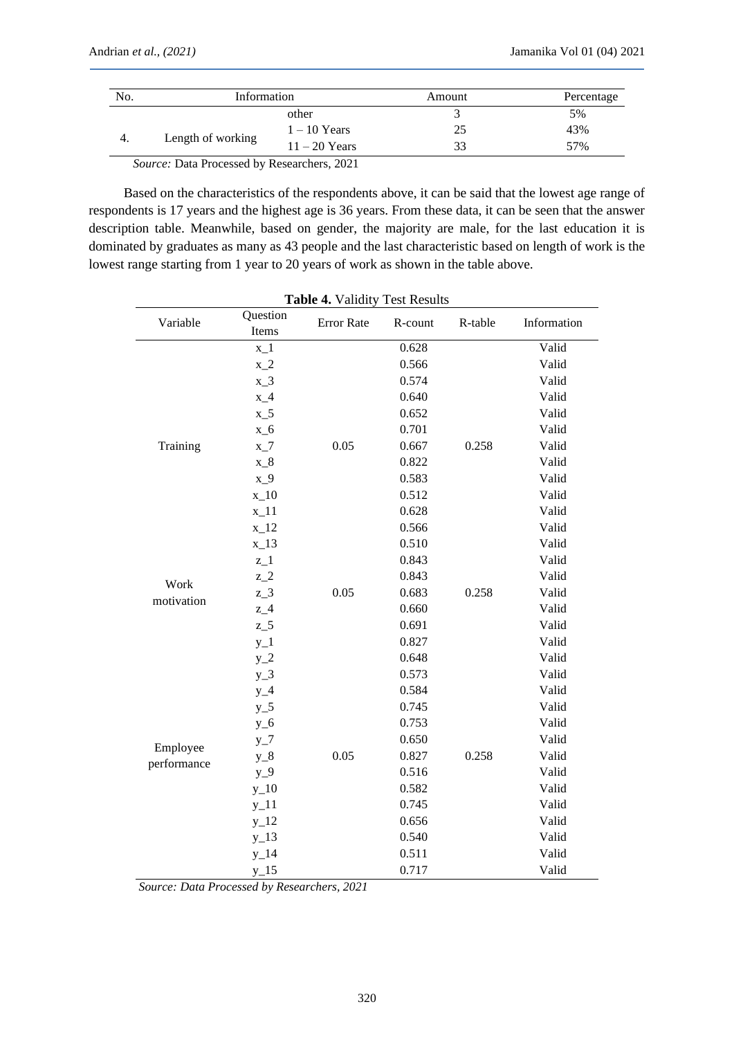| No. | Information | | Amount | Percentage |
|---|---|---|---|---|
| | | other | 3 | 5% |
| 4. | Length of working | 1 – 10 Years | 25 | 43% |
| | | 11 – 20 Years | 33 | 57% |

*Source:* Data Processed by Researchers, 2021

Based on the characteristics of the respondents above, it can be said that the lowest age range of respondents is 17 years and the highest age is 36 years. From these data, it can be seen that the answer description table. Meanwhile, based on gender, the majority are male, for the last education it is dominated by graduates as many as 43 people and the last characteristic based on length of work is the lowest range starting from 1 year to 20 years of work as shown in the table above.

**Table 4.** Validity Test Results

| Variable | Question Items | Error Rate | R-count | R-table | Information |
|---|---|---|---|---|---|
| Training | x_1 | 0.05 | 0.628 | 0.258 | Valid |
| | x_2 | | 0.566 | | Valid |
| | x_3 | | 0.574 | | Valid |
| | x_4 | | 0.640 | | Valid |
| | x_5 | | 0.652 | | Valid |
| | x_6 | | 0.701 | | Valid |
| | x_7 | | 0.667 | | Valid |
| | x_8 | | 0.822 | | Valid |
| | x_9 | | 0.583 | | Valid |
| | x_10 | | 0.512 | | Valid |
| | x_11 | | 0.628 | | Valid |
| | x_12 | | 0.566 | | Valid |
| | x_13 | | 0.510 | | Valid |
| Work motivation | z_1 | 0.05 | 0.843 | 0.258 | Valid |
| | z_2 | | 0.843 | | Valid |
| | z_3 | | 0.683 | | Valid |
| | z_4 | | 0.660 | | Valid |
| | z_5 | | 0.691 | | Valid |
| Employee performance | y_1 | 0.05 | 0.827 | 0.258 | Valid |
| | y_2 | | 0.648 | | Valid |
| | y_3 | | 0.573 | | Valid |
| | y_4 | | 0.584 | | Valid |
| | y_5 | | 0.745 | | Valid |
| | y_6 | | 0.753 | | Valid |
| | y_7 | | 0.650 | | Valid |
| | y_8 | | 0.827 | | Valid |
| | y_9 | | 0.516 | | Valid |
| | y_10 | | 0.582 | | Valid |
| | y_11 | | 0.745 | | Valid |
| | y_12 | | 0.656 | | Valid |
| | y_13 | | 0.540 | | Valid |
| | y_14 | | 0.511 | | Valid |
| | y_15 | | 0.717 | | Valid |

*Source: Data Processed by Researchers, 2021*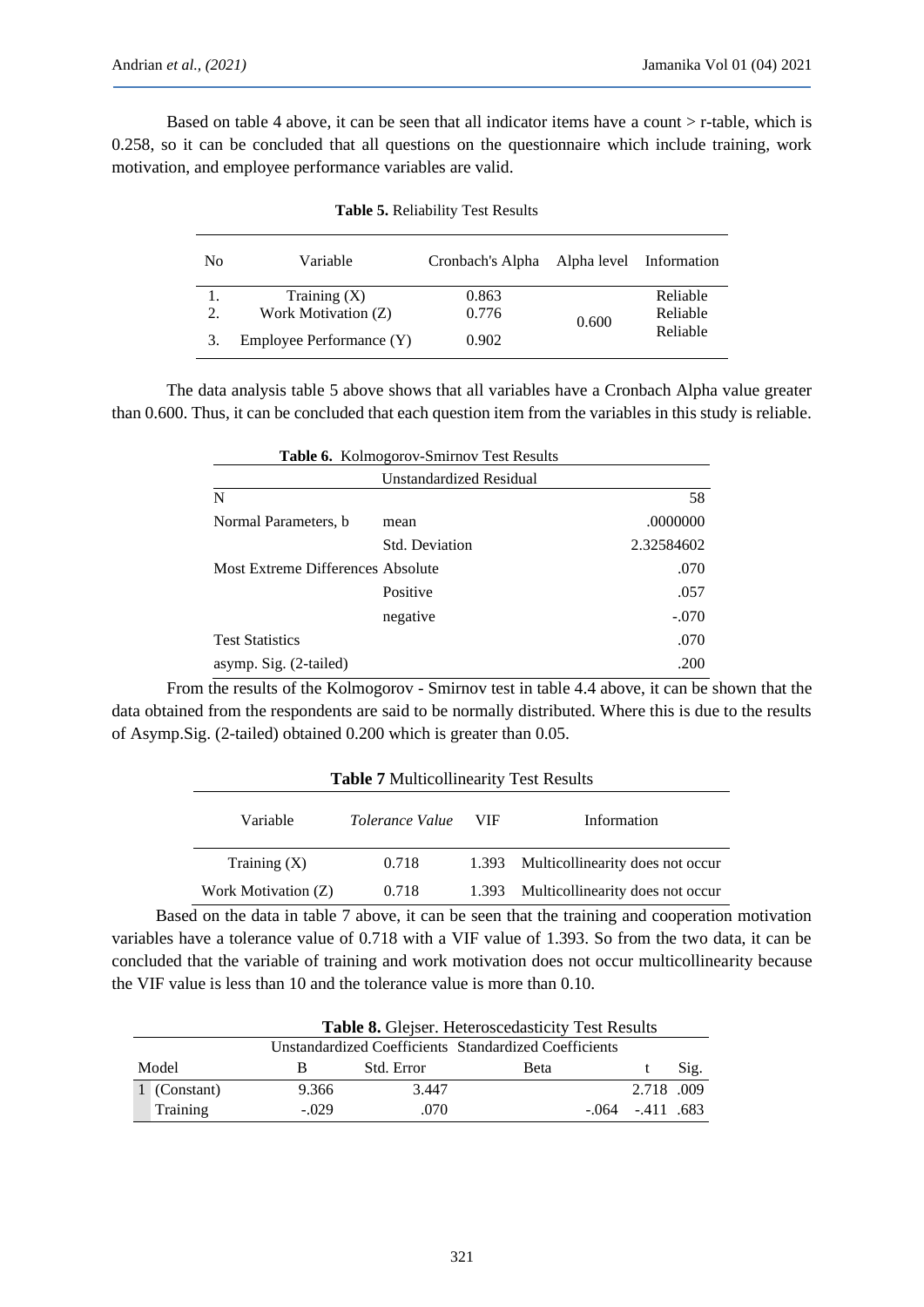Based on table 4 above, it can be seen that all indicator items have a count > r-table, which is 0.258, so it can be concluded that all questions on the questionnaire which include training, work motivation, and employee performance variables are valid.

**Table 5.** Reliability Test Results

| No | Variable | Cronbach's Alpha | Alpha level | Information |
|---|---|---|---|---|
| 1. | Training (X) | 0.863 | | Reliable |
| 2. | Work Motivation (Z) | 0.776 | 0.600 | Reliable |
| 3. | Employee Performance (Y) | 0.902 | | Reliable |

The data analysis table 5 above shows that all variables have a Cronbach Alpha value greater than 0.600. Thus, it can be concluded that each question item from the variables in this study is reliable.

**Table 6.** Kolmogorov-Smirnov Test Results

| | | Unstandardized Residual |
|---|---|---|
| N | | 58 |
| Normal Parameters, b | mean | .0000000 |
| | Std. Deviation | 2.32584602 |
| Most Extreme Differences | Absolute | .070 |
| | Positive | .057 |
| | negative | -.070 |
| Test Statistics | | .070 |
| asymp. Sig. (2-tailed) | | .200 |

From the results of the Kolmogorov - Smirnov test in table 4.4 above, it can be shown that the data obtained from the respondents are said to be normally distributed. Where this is due to the results of Asymp.Sig. (2-tailed) obtained 0.200 which is greater than 0.05.

**Table 7** Multicollinearity Test Results

| Variable | *Tolerance Value* | VIF | Information |
|---|---|---|---|
| Training (X) | 0.718 | 1.393 | Multicollinearity does not occur |
| Work Motivation (Z) | 0.718 | 1.393 | Multicollinearity does not occur |

Based on the data in table 7 above, it can be seen that the training and cooperation motivation variables have a tolerance value of 0.718 with a VIF value of 1.393. So from the two data, it can be concluded that the variable of training and work motivation does not occur multicollinearity because the VIF value is less than 10 and the tolerance value is more than 0.10.

**Table 8.** Glejser. Heteroscedasticity Test Results

| Model | Unstandardized Coefficients B | Unstandardized Coefficients Std. Error | Standardized Coefficients Beta | t | Sig. |
|---|---|---|---|---|---|
| 1 (Constant) | 9.366 | 3.447 | | 2.718 | .009 |
| Training | -.029 | .070 | -.064 | -.411 | .683 |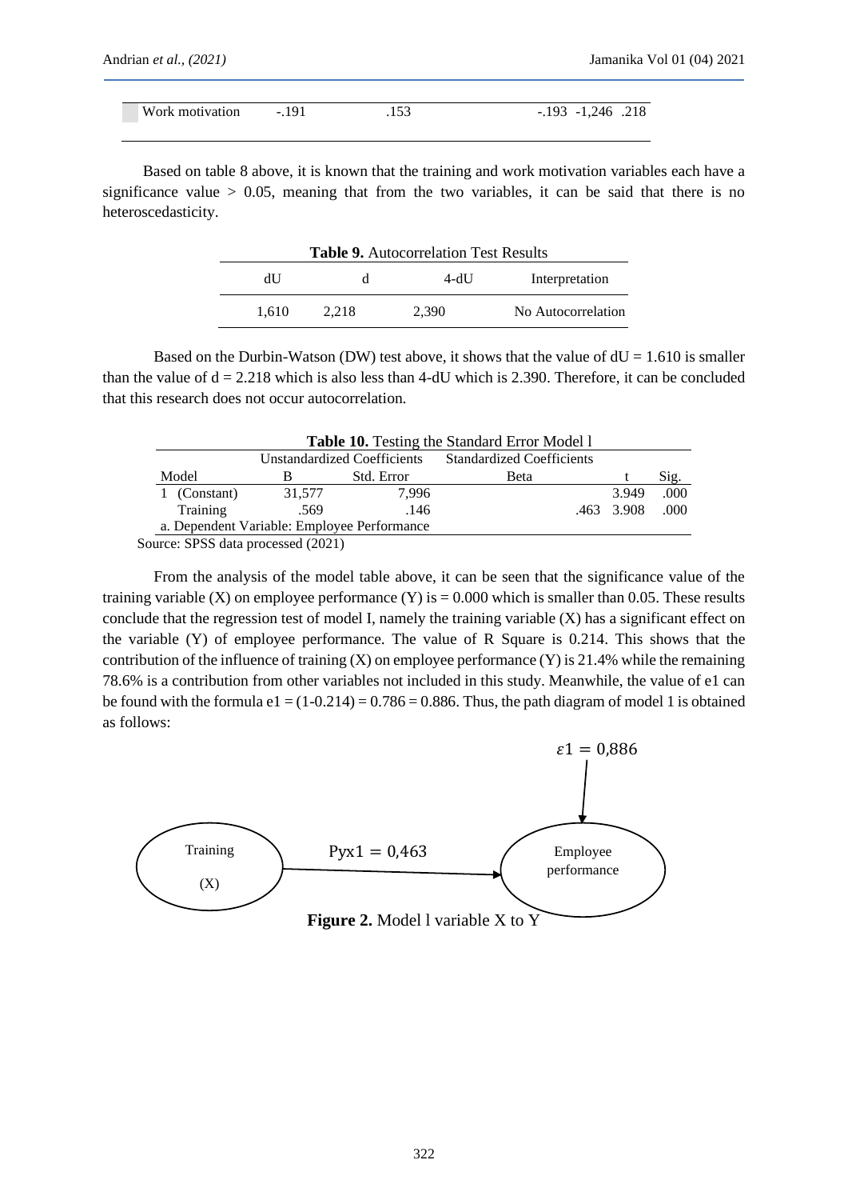| Work motivation | -.191 | .153 | -.193 | -1,246 | .218 |
|---|---|---|---|---|---|

Based on table 8 above, it is known that the training and work motivation variables each have a significance value > 0.05, meaning that from the two variables, it can be said that there is no heteroscedasticity.

**Table 9.** Autocorrelation Test Results

| dU | d | 4-dU | Interpretation |
|---|---|---|---|
| 1,610 | 2,218 | 2,390 | No Autocorrelation |

Based on the Durbin-Watson (DW) test above, it shows that the value of dU = 1.610 is smaller than the value of d = 2.218 which is also less than 4-dU which is 2.390. Therefore, it can be concluded that this research does not occur autocorrelation.

**Table 10.** Testing the Standard Error Model l

| Model | Unstandardized Coefficients | | Standardized Coefficients | t | Sig. |
|---|---|---|---|---|---|
| | B | Std. Error | Beta | | |
| 1 (Constant) | 31,577 | 7,996 | | 3.949 | .000 |
| Training | .569 | .146 | .463 | 3.908 | .000 |
| a. Dependent Variable: Employee Performance | | | | | |

Source: SPSS data processed (2021)

From the analysis of the model table above, it can be seen that the significance value of the training variable (X) on employee performance (Y) is = 0.000 which is smaller than 0.05. These results conclude that the regression test of model I, namely the training variable (X) has a significant effect on the variable (Y) of employee performance. The value of R Square is 0.214. This shows that the contribution of the influence of training (X) on employee performance (Y) is 21.4% while the remaining 78.6% is a contribution from other variables not included in this study. Meanwhile, the value of e1 can be found with the formula e1 = (1-0.214) = 0.786 = 0.886. Thus, the path diagram of model 1 is obtained as follows:

$\varepsilon 1 = 0{,}886$

Training (X) — $Pyx1 = 0{,}463$ → Employee performance

**Figure 2.** Model l variable X to Y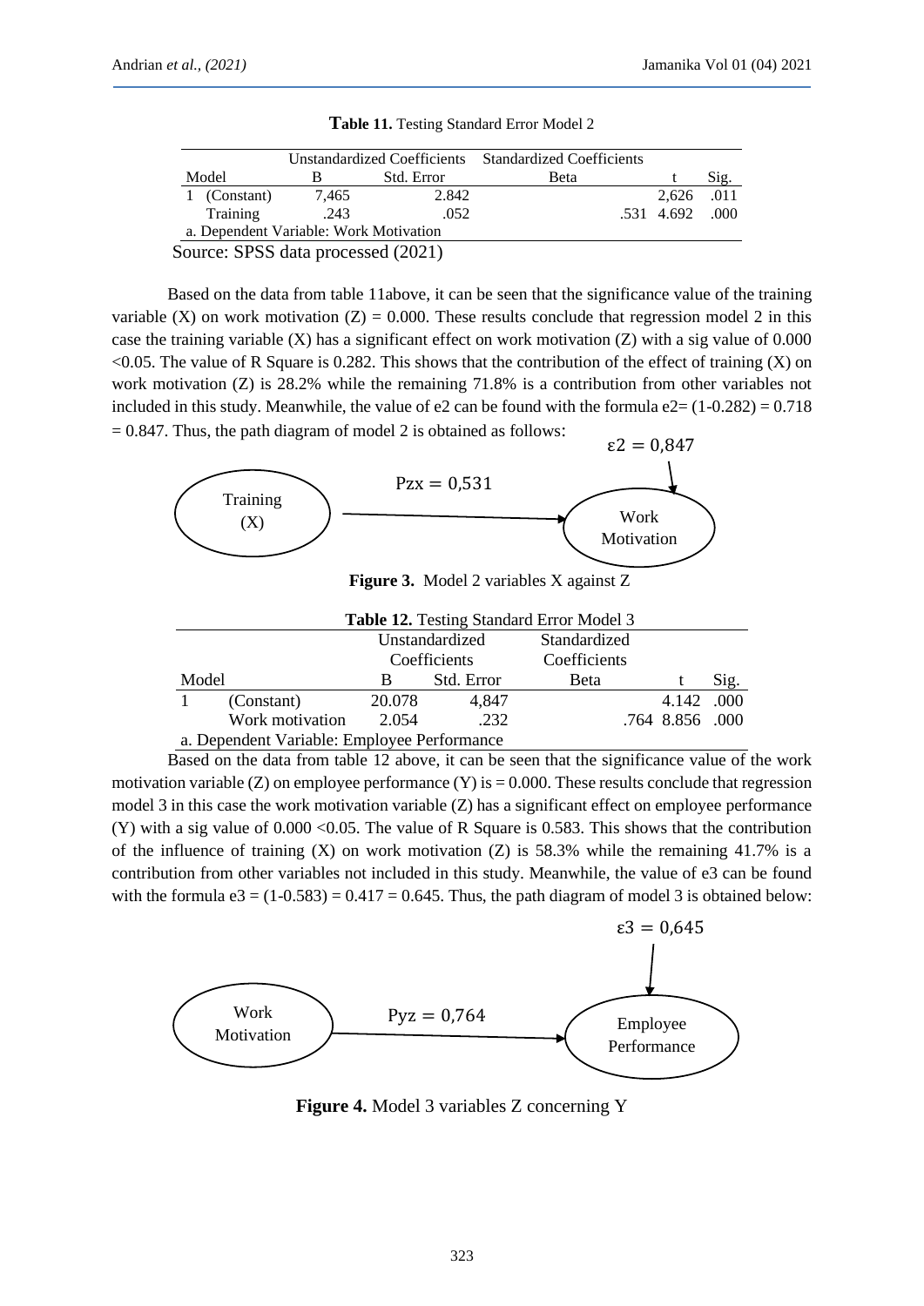**Table 11.** Testing Standard Error Model 2

| Model | | Unstandardized Coefficients | | Standardized Coefficients | | |
|---|---|---|---|---|---|---|
| | | B | Std. Error | Beta | t | Sig. |
| 1 | (Constant) | 7,465 | 2.842 | | 2,626 | .011 |
| | Training | .243 | .052 | .531 | 4.692 | .000 |

a. Dependent Variable: Work Motivation

Source: SPSS data processed (2021)

Based on the data from table 11above, it can be seen that the significance value of the training variable (X) on work motivation (Z) = 0.000. These results conclude that regression model 2 in this case the training variable (X) has a significant effect on work motivation (Z) with a sig value of 0.000 <0.05. The value of R Square is 0.282. This shows that the contribution of the effect of training (X) on work motivation (Z) is 28.2% while the remaining 71.8% is a contribution from other variables not included in this study. Meanwhile, the value of e2 can be found with the formula e2= (1-0.282) = 0.718 = 0.847. Thus, the path diagram of model 2 is obtained as follows:

$\varepsilon 2 = 0,847$

Training (X) → $Pzx = 0,531$ → Work Motivation

**Figure 3.** Model 2 variables X against Z

**Table 12.** Testing Standard Error Model 3

| Model | | Unstandardized Coefficients | | Standardized Coefficients | | |
|---|---|---|---|---|---|---|
| | | B | Std. Error | Beta | t | Sig. |
| 1 | (Constant) | 20.078 | 4,847 | | 4.142 | .000 |
| | Work motivation | 2.054 | .232 | .764 | 8.856 | .000 |

a. Dependent Variable: Employee Performance

Based on the data from table 12 above, it can be seen that the significance value of the work motivation variable (Z) on employee performance (Y) is = 0.000. These results conclude that regression model 3 in this case the work motivation variable (Z) has a significant effect on employee performance (Y) with a sig value of 0.000 <0.05. The value of R Square is 0.583. This shows that the contribution of the influence of training (X) on work motivation (Z) is 58.3% while the remaining 41.7% is a contribution from other variables not included in this study. Meanwhile, the value of e3 can be found with the formula e3 = (1-0.583) = 0.417 = 0.645. Thus, the path diagram of model 3 is obtained below:

$\varepsilon 3 = 0,645$

Work Motivation → $Pyz = 0,764$ → Employee Performance

**Figure 4.** Model 3 variables Z concerning Y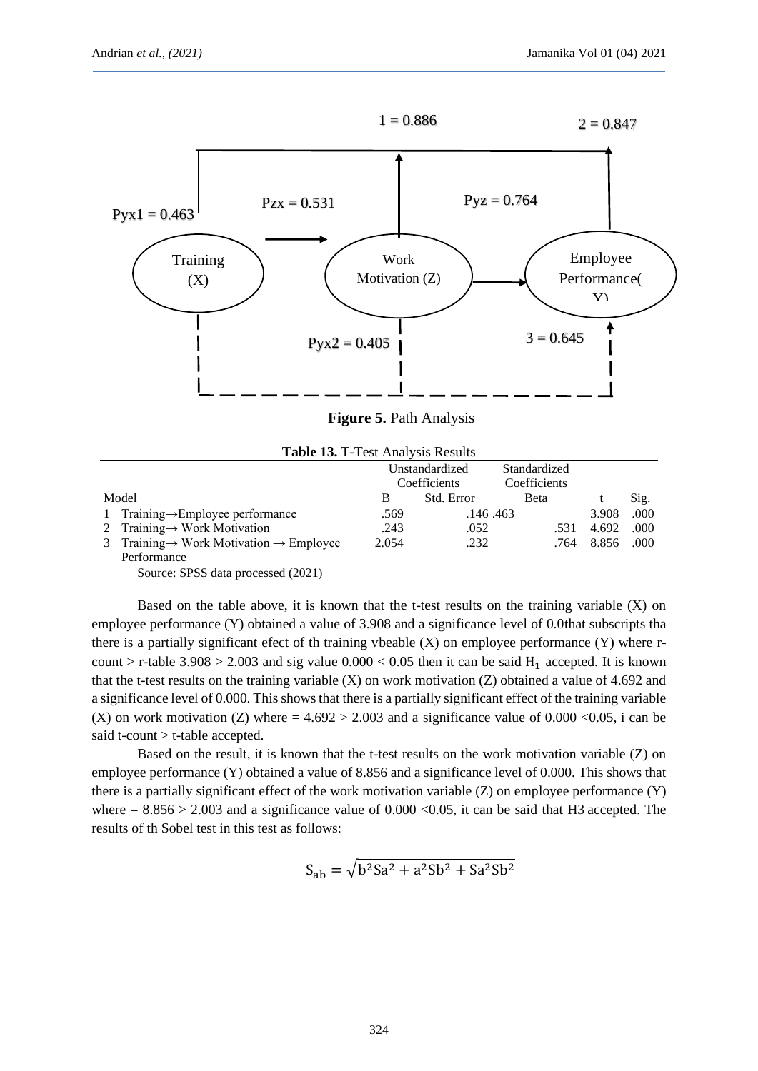**Figure 5.** Path Analysis

**Table 13.** T-Test Analysis Results

| Model | | Unstandardized Coefficients | | Standardized Coefficients | | |
|---|---|---|---|---|---|---|
| | | B | Std. Error | Beta | t | Sig. |
| 1 | Training→Employee performance | .569 | .146 | .463 | 3.908 | .000 |
| 2 | Training→ Work Motivation | .243 | .052 | .531 | 4.692 | .000 |
| 3 | Training→ Work Motivation → Employee Performance | 2.054 | .232 | .764 | 8.856 | .000 |

Source: SPSS data processed (2021)

Based on the table above, it is known that the t-test results on the training variable (X) on employee performance (Y) obtained a value of 3.908 and a significance level of 0.0that subscripts tha there is a partially significant efect of th training vbeable (X) on employee performance (Y) where r-count > r-table 3.908 > 2.003 and sig value 0.000 < 0.05 then it can be said $H_1$ accepted. It is known that the t-test results on the training variable (X) on work motivation (Z) obtained a value of 4.692 and a significance level of 0.000. This shows that there is a partially significant effect of the training variable (X) on work motivation (Z) where = 4.692 > 2.003 and a significance value of 0.000 <0.05, i can be said t-count > t-table accepted.

Based on the result, it is known that the t-test results on the work motivation variable (Z) on employee performance (Y) obtained a value of 8.856 and a significance level of 0.000. This shows that there is a partially significant effect of the work motivation variable (Z) on employee performance (Y) where = 8.856 > 2.003 and a significance value of 0.000 <0.05, it can be said that H3 accepted. The results of th Sobel test in this test as follows:

$$S_{ab} = \sqrt{b^2 Sa^2 + a^2 Sb^2 + Sa^2 Sb^2}$$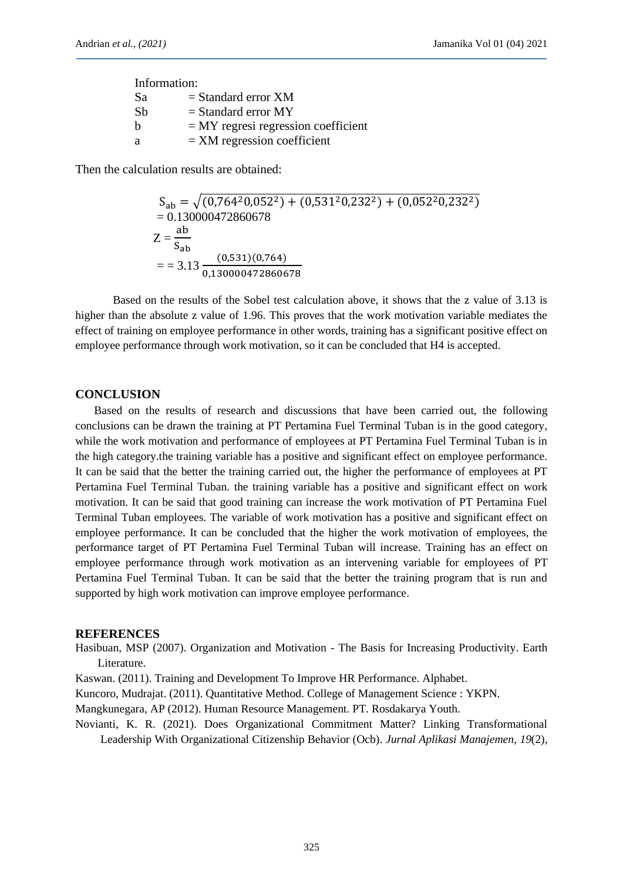Information:

Sa = Standard error XM
Sb = Standard error MY
b = MY regresi regression coefficient
a = XM regression coefficient

Then the calculation results are obtained:

$$S_{ab} = \sqrt{(0{,}764^2 0{,}052^2) + (0{,}531^2 0{,}232^2) + (0{,}052^2 0{,}232^2)}$$
$$= 0.130000472860678$$
$$Z = \frac{ab}{S_{ab}}$$
$$= = 3.13\ \frac{(0{,}531)(0{,}764)}{0{,}130000472860678}$$

Based on the results of the Sobel test calculation above, it shows that the z value of 3.13 is higher than the absolute z value of 1.96. This proves that the work motivation variable mediates the effect of training on employee performance in other words, training has a significant positive effect on employee performance through work motivation, so it can be concluded that H4 is accepted.

## CONCLUSION

Based on the results of research and discussions that have been carried out, the following conclusions can be drawn the training at PT Pertamina Fuel Terminal Tuban is in the good category, while the work motivation and performance of employees at PT Pertamina Fuel Terminal Tuban is in the high category.the training variable has a positive and significant effect on employee performance. It can be said that the better the training carried out, the higher the performance of employees at PT Pertamina Fuel Terminal Tuban. the training variable has a positive and significant effect on work motivation. It can be said that good training can increase the work motivation of PT Pertamina Fuel Terminal Tuban employees. The variable of work motivation has a positive and significant effect on employee performance. It can be concluded that the higher the work motivation of employees, the performance target of PT Pertamina Fuel Terminal Tuban will increase. Training has an effect on employee performance through work motivation as an intervening variable for employees of PT Pertamina Fuel Terminal Tuban. It can be said that the better the training program that is run and supported by high work motivation can improve employee performance.

## REFERENCES

Hasibuan, MSP (2007). Organization and Motivation - The Basis for Increasing Productivity. Earth Literature.

Kaswan. (2011). Training and Development To Improve HR Performance. Alphabet.

Kuncoro, Mudrajat. (2011). Quantitative Method. College of Management Science : YKPN.

Mangkunegara, AP (2012). Human Resource Management. PT. Rosdakarya Youth.

Novianti, K. R. (2021). Does Organizational Commitment Matter? Linking Transformational Leadership With Organizational Citizenship Behavior (Ocb). *Jurnal Aplikasi Manajemen*, *19*(2),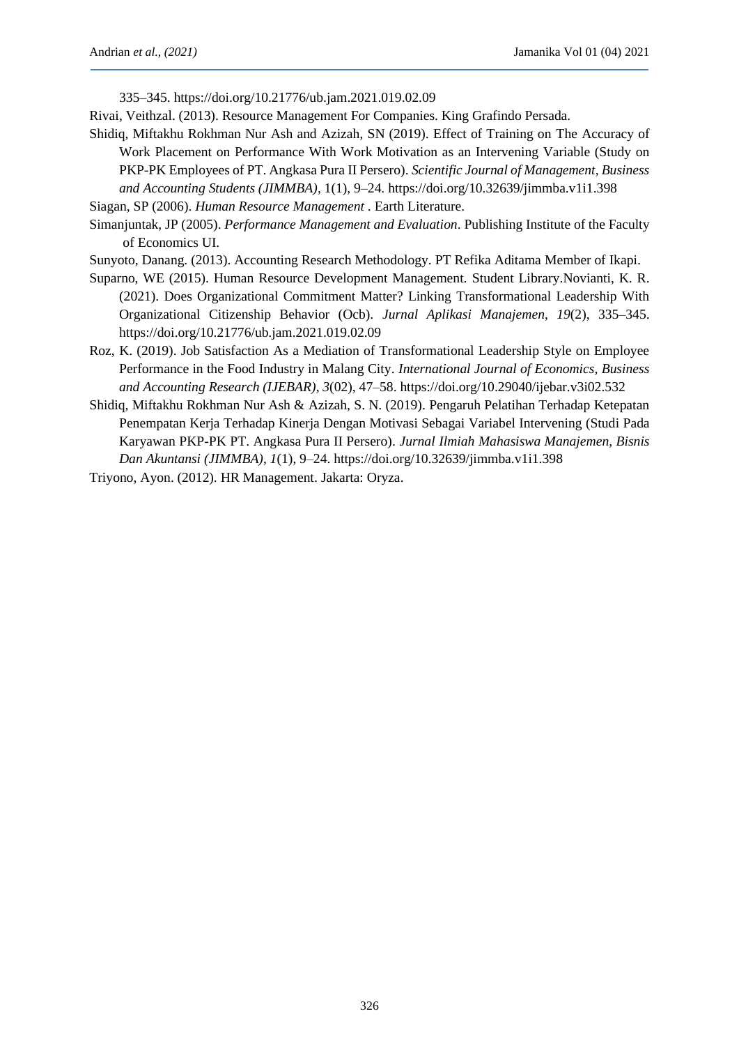335–345. https://doi.org/10.21776/ub.jam.2021.019.02.09

Rivai, Veithzal. (2013). Resource Management For Companies. King Grafindo Persada.

Shidiq, Miftakhu Rokhman Nur Ash and Azizah, SN (2019). Effect of Training on The Accuracy of Work Placement on Performance With Work Motivation as an Intervening Variable (Study on PKP-PK Employees of PT. Angkasa Pura II Persero). *Scientific Journal of Management, Business and Accounting Students (JIMMBA)*, 1(1), 9–24. https://doi.org/10.32639/jimmba.v1i1.398

Siagan, SP (2006). *Human Resource Management* . Earth Literature.

Simanjuntak, JP (2005). *Performance Management and Evaluation*. Publishing Institute of the Faculty of Economics UI.

Sunyoto, Danang. (2013). Accounting Research Methodology. PT Refika Aditama Member of Ikapi.

Suparno, WE (2015). Human Resource Development Management. Student Library.Novianti, K. R. (2021). Does Organizational Commitment Matter? Linking Transformational Leadership With Organizational Citizenship Behavior (Ocb). *Jurnal Aplikasi Manajemen*, *19*(2), 335–345. https://doi.org/10.21776/ub.jam.2021.019.02.09

Roz, K. (2019). Job Satisfaction As a Mediation of Transformational Leadership Style on Employee Performance in the Food Industry in Malang City. *International Journal of Economics, Business and Accounting Research (IJEBAR)*, *3*(02), 47–58. https://doi.org/10.29040/ijebar.v3i02.532

Shidiq, Miftakhu Rokhman Nur Ash & Azizah, S. N. (2019). Pengaruh Pelatihan Terhadap Ketepatan Penempatan Kerja Terhadap Kinerja Dengan Motivasi Sebagai Variabel Intervening (Studi Pada Karyawan PKP-PK PT. Angkasa Pura II Persero). *Jurnal Ilmiah Mahasiswa Manajemen, Bisnis Dan Akuntansi (JIMMBA)*, *1*(1), 9–24. https://doi.org/10.32639/jimmba.v1i1.398

Triyono, Ayon. (2012). HR Management. Jakarta: Oryza.